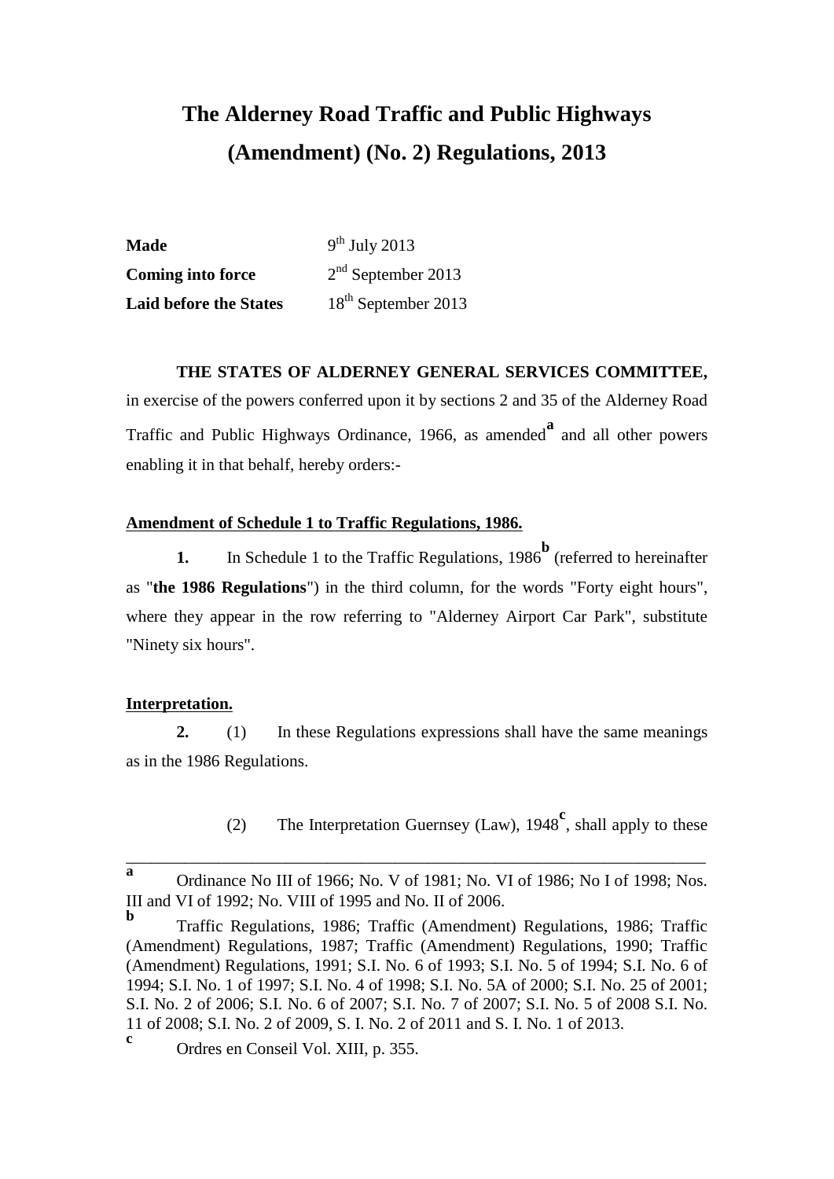# The Alderney Road Traffic and Public Highways (Amendment) (No. 2) Regulations, 2013

| | |
|---|---|
| **Made** | 9th July 2013 |
| **Coming into force** | 2nd September 2013 |
| **Laid before the States** | 18th September 2013 |

**THE STATES OF ALDERNEY GENERAL SERVICES COMMITTEE,** in exercise of the powers conferred upon it by sections 2 and 35 of the Alderney Road Traffic and Public Highways Ordinance, 1966, as amended[a] and all other powers enabling it in that behalf, hereby orders:-

**Amendment of Schedule 1 to Traffic Regulations, 1986.**

**1.** In Schedule 1 to the Traffic Regulations, 1986[b] (referred to hereinafter as "**the 1986 Regulations**") in the third column, for the words "Forty eight hours", where they appear in the row referring to "Alderney Airport Car Park", substitute "Ninety six hours".

**Interpretation.**

**2.** (1) In these Regulations expressions shall have the same meanings as in the 1986 Regulations.

(2) The Interpretation Guernsey (Law), 1948[c], shall apply to these

---

[a] Ordinance No III of 1966; No. V of 1981; No. VI of 1986; No I of 1998; Nos. III and VI of 1992; No. VIII of 1995 and No. II of 2006.

[b] Traffic Regulations, 1986; Traffic (Amendment) Regulations, 1986; Traffic (Amendment) Regulations, 1987; Traffic (Amendment) Regulations, 1990; Traffic (Amendment) Regulations, 1991; S.I. No. 6 of 1993; S.I. No. 5 of 1994; S.I. No. 6 of 1994; S.I. No. 1 of 1997; S.I. No. 4 of 1998; S.I. No. 5A of 2000; S.I. No. 25 of 2001; S.I. No. 2 of 2006; S.I. No. 6 of 2007; S.I. No. 7 of 2007; S.I. No. 5 of 2008 S.I. No. 11 of 2008; S.I. No. 2 of 2009, S. I. No. 2 of 2011 and S. I. No. 1 of 2013.

[c] Ordres en Conseil Vol. XIII, p. 355.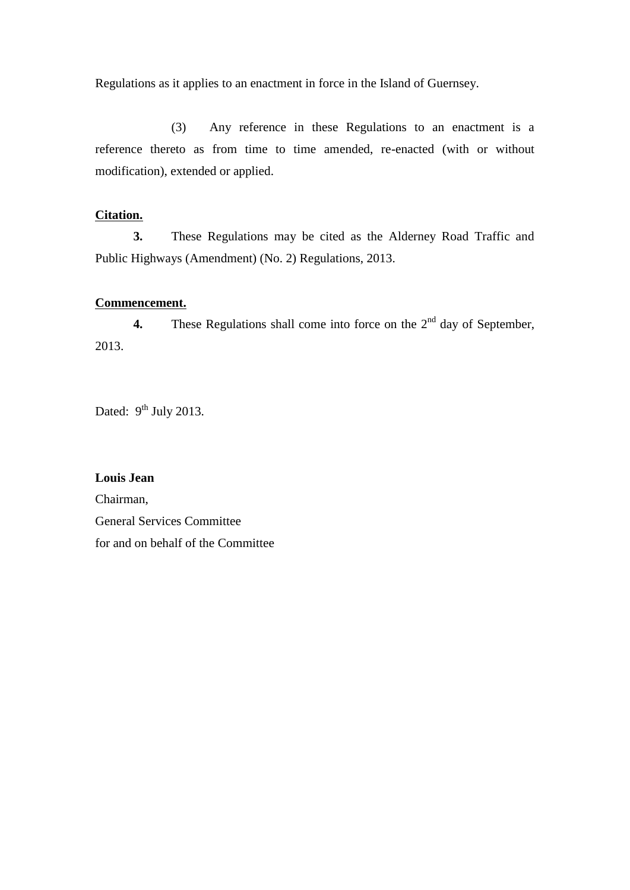Regulations as it applies to an enactment in force in the Island of Guernsey.

(3) Any reference in these Regulations to an enactment is a reference thereto as from time to time amended, re-enacted (with or without modification), extended or applied.

**Citation.**

**3.** These Regulations may be cited as the Alderney Road Traffic and Public Highways (Amendment) (No. 2) Regulations, 2013.

**Commencement.**

**4.** These Regulations shall come into force on the 2nd day of September, 2013.

Dated: 9th July 2013.

**Louis Jean**
Chairman,
General Services Committee
for and on behalf of the Committee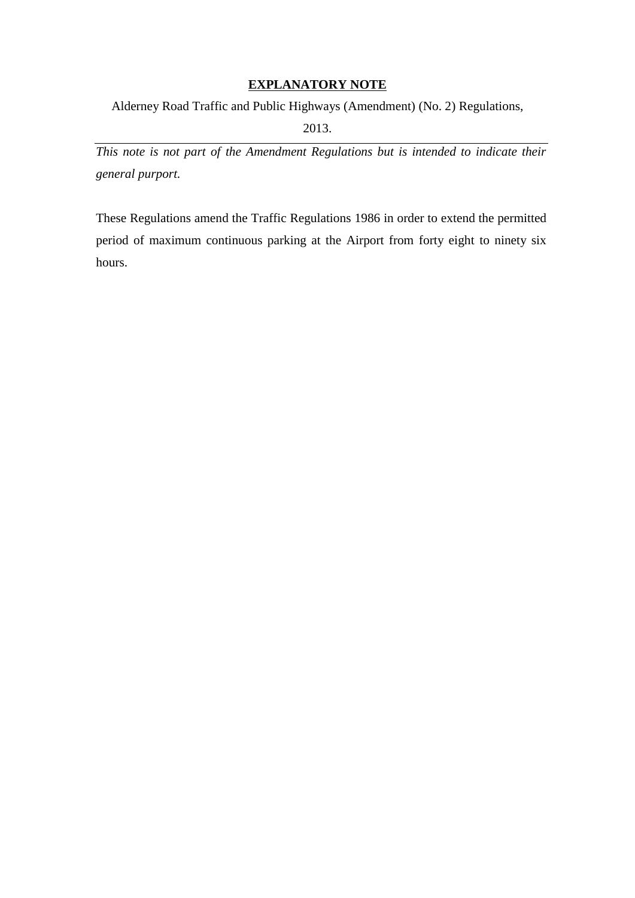# **EXPLANATORY NOTE**

Alderney Road Traffic and Public Highways (Amendment) (No. 2) Regulations, 2013.

---

*This note is not part of the Amendment Regulations but is intended to indicate their general purport.*

These Regulations amend the Traffic Regulations 1986 in order to extend the permitted period of maximum continuous parking at the Airport from forty eight to ninety six hours.